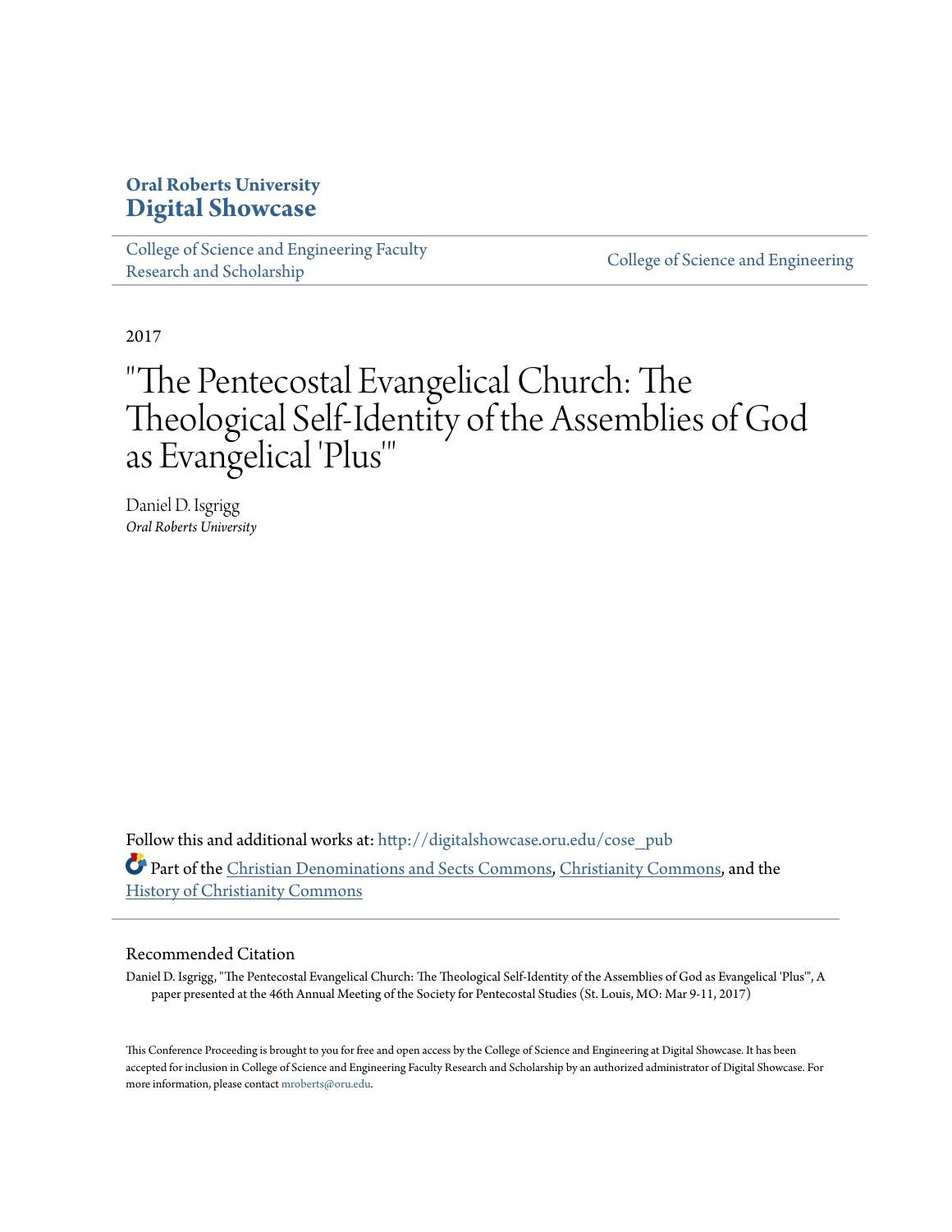# Oral Roberts University
# Digital Showcase

College of Science and Engineering Faculty Research and Scholarship | College of Science and Engineering

2017

# "The Pentecostal Evangelical Church: The Theological Self-Identity of the Assemblies of God as Evangelical 'Plus'"

Daniel D. Isgrigg
*Oral Roberts University*

Follow this and additional works at: http://digitalshowcase.oru.edu/cose_pub

Part of the Christian Denominations and Sects Commons, Christianity Commons, and the History of Christianity Commons

## Recommended Citation

Daniel D. Isgrigg, "The Pentecostal Evangelical Church: The Theological Self-Identity of the Assemblies of God as Evangelical 'Plus'", A paper presented at the 46th Annual Meeting of the Society for Pentecostal Studies (St. Louis, MO: Mar 9-11, 2017)

This Conference Proceeding is brought to you for free and open access by the College of Science and Engineering at Digital Showcase. It has been accepted for inclusion in College of Science and Engineering Faculty Research and Scholarship by an authorized administrator of Digital Showcase. For more information, please contact mroberts@oru.edu.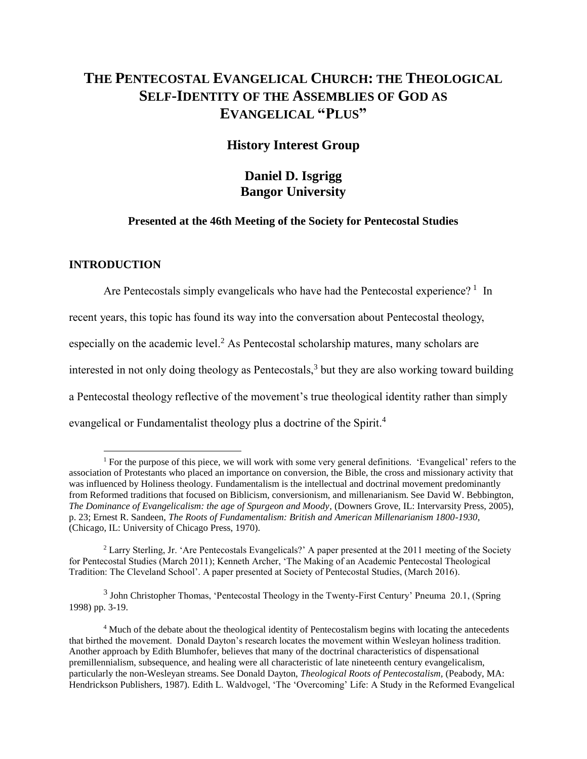# THE PENTECOSTAL EVANGELICAL CHURCH: THE THEOLOGICAL SELF-IDENTITY OF THE ASSEMBLIES OF GOD AS EVANGELICAL "PLUS"

## History Interest Group

**Daniel D. Isgrigg**
**Bangor University**

**Presented at the 46th Meeting of the Society for Pentecostal Studies**

## INTRODUCTION

Are Pentecostals simply evangelicals who have had the Pentecostal experience?[1] In recent years, this topic has found its way into the conversation about Pentecostal theology, especially on the academic level.[2] As Pentecostal scholarship matures, many scholars are interested in not only doing theology as Pentecostals,[3] but they are also working toward building a Pentecostal theology reflective of the movement's true theological identity rather than simply evangelical or Fundamentalist theology plus a doctrine of the Spirit.[4]

---

[1] For the purpose of this piece, we will work with some very general definitions. 'Evangelical' refers to the association of Protestants who placed an importance on conversion, the Bible, the cross and missionary activity that was influenced by Holiness theology. Fundamentalism is the intellectual and doctrinal movement predominantly from Reformed traditions that focused on Biblicism, conversionism, and millenarianism. See David W. Bebbington, *The Dominance of Evangelicalism: the age of Spurgeon and Moody*, (Downers Grove, IL: Intervarsity Press, 2005), p. 23; Ernest R. Sandeen, *The Roots of Fundamentalism: British and American Millenarianism 1800-1930*, (Chicago, IL: University of Chicago Press, 1970).

[2] Larry Sterling, Jr. 'Are Pentecostals Evangelicals?' A paper presented at the 2011 meeting of the Society for Pentecostal Studies (March 2011); Kenneth Archer, 'The Making of an Academic Pentecostal Theological Tradition: The Cleveland School'. A paper presented at Society of Pentecostal Studies, (March 2016).

[3] John Christopher Thomas, 'Pentecostal Theology in the Twenty-First Century' Pneuma 20.1, (Spring 1998) pp. 3-19.

[4] Much of the debate about the theological identity of Pentecostalism begins with locating the antecedents that birthed the movement. Donald Dayton's research locates the movement within Wesleyan holiness tradition. Another approach by Edith Blumhofer, believes that many of the doctrinal characteristics of dispensational premillennialism, subsequence, and healing were all characteristic of late nineteenth century evangelicalism, particularly the non-Wesleyan streams. See Donald Dayton, *Theological Roots of Pentecostalism,* (Peabody, MA: Hendrickson Publishers, 1987). Edith L. Waldvogel, 'The 'Overcoming' Life: A Study in the Reformed Evangelical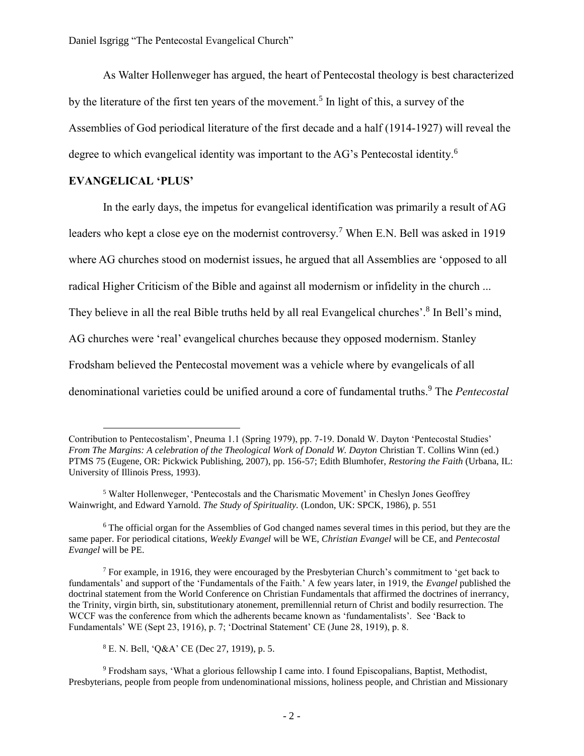As Walter Hollenweger has argued, the heart of Pentecostal theology is best characterized by the literature of the first ten years of the movement.[5] In light of this, a survey of the Assemblies of God periodical literature of the first decade and a half (1914-1927) will reveal the degree to which evangelical identity was important to the AG's Pentecostal identity.[6]

## EVANGELICAL 'PLUS'

In the early days, the impetus for evangelical identification was primarily a result of AG leaders who kept a close eye on the modernist controversy.[7] When E.N. Bell was asked in 1919 where AG churches stood on modernist issues, he argued that all Assemblies are 'opposed to all radical Higher Criticism of the Bible and against all modernism or infidelity in the church ... They believe in all the real Bible truths held by all real Evangelical churches'.[8] In Bell's mind, AG churches were 'real' evangelical churches because they opposed modernism. Stanley Frodsham believed the Pentecostal movement was a vehicle where by evangelicals of all denominational varieties could be unified around a core of fundamental truths.[9] The *Pentecostal*

---

Contribution to Pentecostalism', Pneuma 1.1 (Spring 1979), pp. 7-19. Donald W. Dayton 'Pentecostal Studies' *From The Margins: A celebration of the Theological Work of Donald W. Dayton* Christian T. Collins Winn (ed.) PTMS 75 (Eugene, OR: Pickwick Publishing, 2007), pp. 156-57; Edith Blumhofer, *Restoring the Faith* (Urbana, IL: University of Illinois Press, 1993).

[5] Walter Hollenweger, 'Pentecostals and the Charismatic Movement' in Cheslyn Jones Geoffrey Wainwright, and Edward Yarnold. *The Study of Spirituality.* (London, UK: SPCK, 1986), p. 551

[6] The official organ for the Assemblies of God changed names several times in this period, but they are the same paper. For periodical citations, *Weekly Evangel* will be WE, *Christian Evangel* will be CE, and *Pentecostal Evangel* will be PE.

[7] For example, in 1916, they were encouraged by the Presbyterian Church's commitment to 'get back to fundamentals' and support of the 'Fundamentals of the Faith.' A few years later, in 1919, the *Evangel* published the doctrinal statement from the World Conference on Christian Fundamentals that affirmed the doctrines of inerrancy, the Trinity, virgin birth, sin, substitutionary atonement, premillennial return of Christ and bodily resurrection. The WCCF was the conference from which the adherents became known as 'fundamentalists'. See 'Back to Fundamentals' WE (Sept 23, 1916), p. 7; 'Doctrinal Statement' CE (June 28, 1919), p. 8.

[8] E. N. Bell, 'Q&A' CE (Dec 27, 1919), p. 5.

[9] Frodsham says, 'What a glorious fellowship I came into. I found Episcopalians, Baptist, Methodist, Presbyterians, people from people from undenominational missions, holiness people, and Christian and Missionary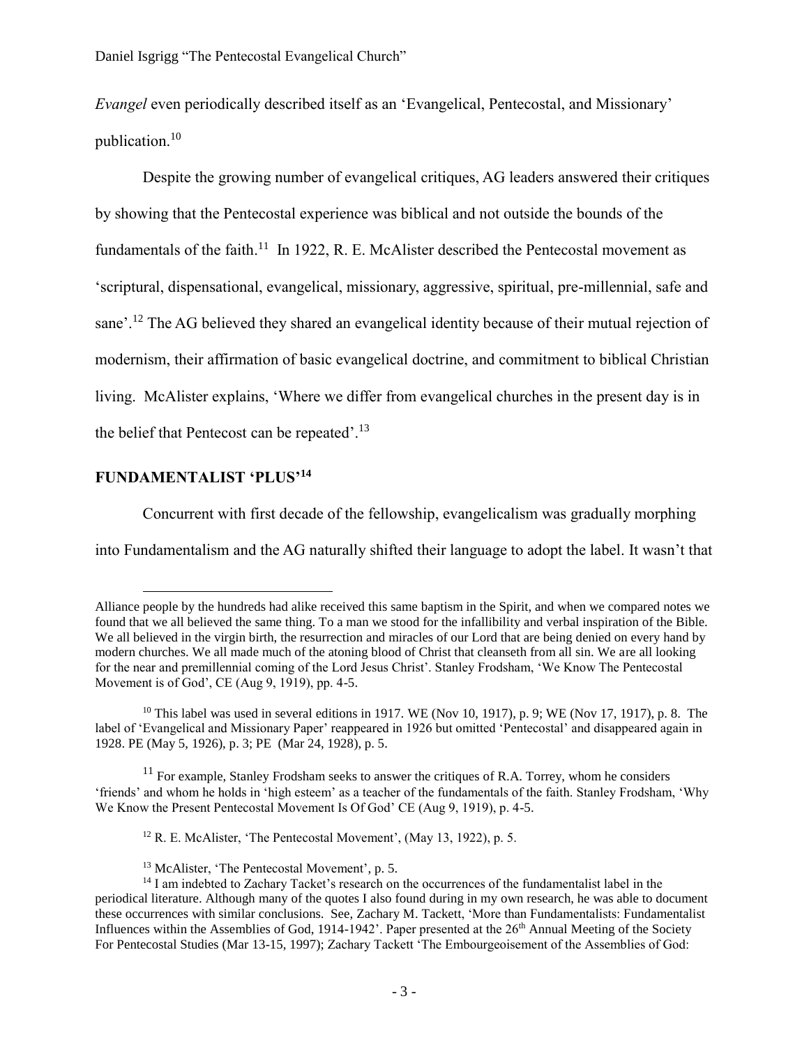*Evangel* even periodically described itself as an 'Evangelical, Pentecostal, and Missionary' publication.[10]

Despite the growing number of evangelical critiques, AG leaders answered their critiques by showing that the Pentecostal experience was biblical and not outside the bounds of the fundamentals of the faith.[11] In 1922, R. E. McAlister described the Pentecostal movement as 'scriptural, dispensational, evangelical, missionary, aggressive, spiritual, pre-millennial, safe and sane'.[12] The AG believed they shared an evangelical identity because of their mutual rejection of modernism, their affirmation of basic evangelical doctrine, and commitment to biblical Christian living. McAlister explains, 'Where we differ from evangelical churches in the present day is in the belief that Pentecost can be repeated'.[13]

## FUNDAMENTALIST 'PLUS'[14]

Concurrent with first decade of the fellowship, evangelicalism was gradually morphing into Fundamentalism and the AG naturally shifted their language to adopt the label. It wasn't that

---

Alliance people by the hundreds had alike received this same baptism in the Spirit, and when we compared notes we found that we all believed the same thing. To a man we stood for the infallibility and verbal inspiration of the Bible. We all believed in the virgin birth, the resurrection and miracles of our Lord that are being denied on every hand by modern churches. We all made much of the atoning blood of Christ that cleanseth from all sin. We are all looking for the near and premillennial coming of the Lord Jesus Christ'. Stanley Frodsham, 'We Know The Pentecostal Movement is of God', CE (Aug 9, 1919), pp. 4-5.

[10] This label was used in several editions in 1917. WE (Nov 10, 1917), p. 9; WE (Nov 17, 1917), p. 8. The label of 'Evangelical and Missionary Paper' reappeared in 1926 but omitted 'Pentecostal' and disappeared again in 1928. PE (May 5, 1926), p. 3; PE (Mar 24, 1928), p. 5.

[11] For example, Stanley Frodsham seeks to answer the critiques of R.A. Torrey, whom he considers 'friends' and whom he holds in 'high esteem' as a teacher of the fundamentals of the faith. Stanley Frodsham, 'Why We Know the Present Pentecostal Movement Is Of God' CE (Aug 9, 1919), p. 4-5.

[12] R. E. McAlister, 'The Pentecostal Movement', (May 13, 1922), p. 5.

[13] McAlister, 'The Pentecostal Movement', p. 5.

[14] I am indebted to Zachary Tacket's research on the occurrences of the fundamentalist label in the periodical literature. Although many of the quotes I also found during in my own research, he was able to document these occurrences with similar conclusions. See, Zachary M. Tackett, 'More than Fundamentalists: Fundamentalist Influences within the Assemblies of God, 1914-1942'. Paper presented at the 26th Annual Meeting of the Society For Pentecostal Studies (Mar 13-15, 1997); Zachary Tackett 'The Embourgeoisement of the Assemblies of God: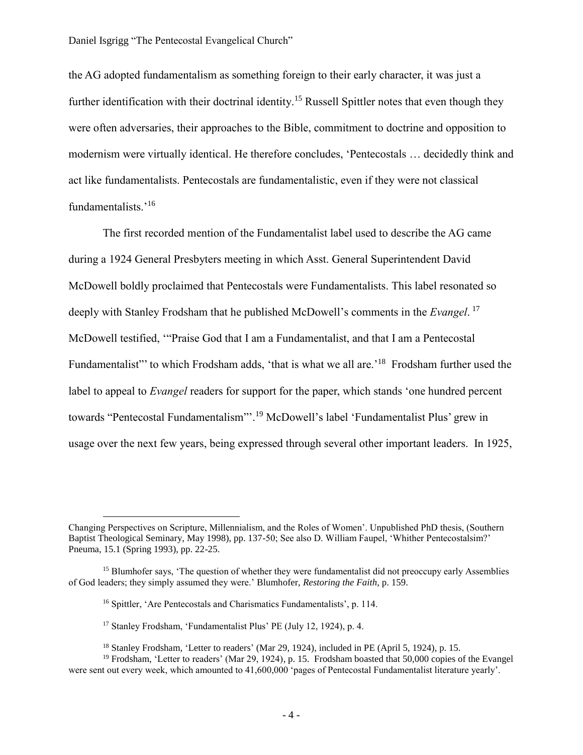the AG adopted fundamentalism as something foreign to their early character, it was just a further identification with their doctrinal identity.[15] Russell Spittler notes that even though they were often adversaries, their approaches to the Bible, commitment to doctrine and opposition to modernism were virtually identical. He therefore concludes, 'Pentecostals … decidedly think and act like fundamentalists. Pentecostals are fundamentalistic, even if they were not classical fundamentalists.'[16]

The first recorded mention of the Fundamentalist label used to describe the AG came during a 1924 General Presbyters meeting in which Asst. General Superintendent David McDowell boldly proclaimed that Pentecostals were Fundamentalists. This label resonated so deeply with Stanley Frodsham that he published McDowell's comments in the *Evangel*.[17] McDowell testified, '"Praise God that I am a Fundamentalist, and that I am a Pentecostal Fundamentalist"' to which Frodsham adds, 'that is what we all are.'[18] Frodsham further used the label to appeal to *Evangel* readers for support for the paper, which stands 'one hundred percent towards "Pentecostal Fundamentalism"'.[19] McDowell's label 'Fundamentalist Plus' grew in usage over the next few years, being expressed through several other important leaders. In 1925,

---

Changing Perspectives on Scripture, Millennialism, and the Roles of Women'. Unpublished PhD thesis, (Southern Baptist Theological Seminary, May 1998), pp. 137-50; See also D. William Faupel, 'Whither Pentecostalsim?' Pneuma, 15.1 (Spring 1993), pp. 22-25.

[15] Blumhofer says, 'The question of whether they were fundamentalist did not preoccupy early Assemblies of God leaders; they simply assumed they were.' Blumhofer, *Restoring the Faith*, p. 159.

[16] Spittler, 'Are Pentecostals and Charismatics Fundamentalists', p. 114.

[17] Stanley Frodsham, 'Fundamentalist Plus' PE (July 12, 1924), p. 4.

[18] Stanley Frodsham, 'Letter to readers' (Mar 29, 1924), included in PE (April 5, 1924), p. 15.

[19] Frodsham, 'Letter to readers' (Mar 29, 1924), p. 15. Frodsham boasted that 50,000 copies of the Evangel were sent out every week, which amounted to 41,600,000 'pages of Pentecostal Fundamentalist literature yearly'.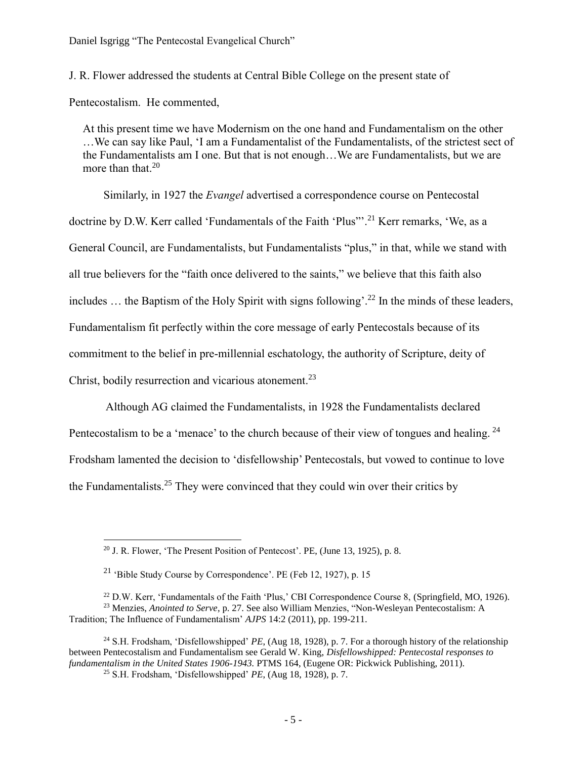J. R. Flower addressed the students at Central Bible College on the present state of Pentecostalism. He commented,

> At this present time we have Modernism on the one hand and Fundamentalism on the other …We can say like Paul, 'I am a Fundamentalist of the Fundamentalists, of the strictest sect of the Fundamentalists am I one. But that is not enough…We are Fundamentalists, but we are more than that.[20]

Similarly, in 1927 the *Evangel* advertised a correspondence course on Pentecostal doctrine by D.W. Kerr called 'Fundamentals of the Faith 'Plus''.[21] Kerr remarks, 'We, as a General Council, are Fundamentalists, but Fundamentalists "plus," in that, while we stand with all true believers for the "faith once delivered to the saints," we believe that this faith also includes … the Baptism of the Holy Spirit with signs following'.[22] In the minds of these leaders, Fundamentalism fit perfectly within the core message of early Pentecostals because of its commitment to the belief in pre-millennial eschatology, the authority of Scripture, deity of Christ, bodily resurrection and vicarious atonement.[23]

Although AG claimed the Fundamentalists, in 1928 the Fundamentalists declared Pentecostalism to be a 'menace' to the church because of their view of tongues and healing. [24] Frodsham lamented the decision to 'disfellowship' Pentecostals, but vowed to continue to love the Fundamentalists.[25] They were convinced that they could win over their critics by

---

[20] J. R. Flower, 'The Present Position of Pentecost'. PE, (June 13, 1925), p. 8.

[21] 'Bible Study Course by Correspondence'. PE (Feb 12, 1927), p. 15

[22] D.W. Kerr, 'Fundamentals of the Faith 'Plus,' CBI Correspondence Course 8, (Springfield, MO, 1926).

[23] Menzies, *Anointed to Serve*, p. 27. See also William Menzies, "Non-Wesleyan Pentecostalism: A Tradition; The Influence of Fundamentalism' *AJPS* 14:2 (2011), pp. 199-211.

[24] S.H. Frodsham, 'Disfellowshipped' *PE*, (Aug 18, 1928), p. 7. For a thorough history of the relationship between Pentecostalism and Fundamentalism see Gerald W. King, *Disfellowshipped: Pentecostal responses to fundamentalism in the United States 1906-1943.* PTMS 164, (Eugene OR: Pickwick Publishing, 2011).

[25] S.H. Frodsham, 'Disfellowshipped' *PE*, (Aug 18, 1928), p. 7.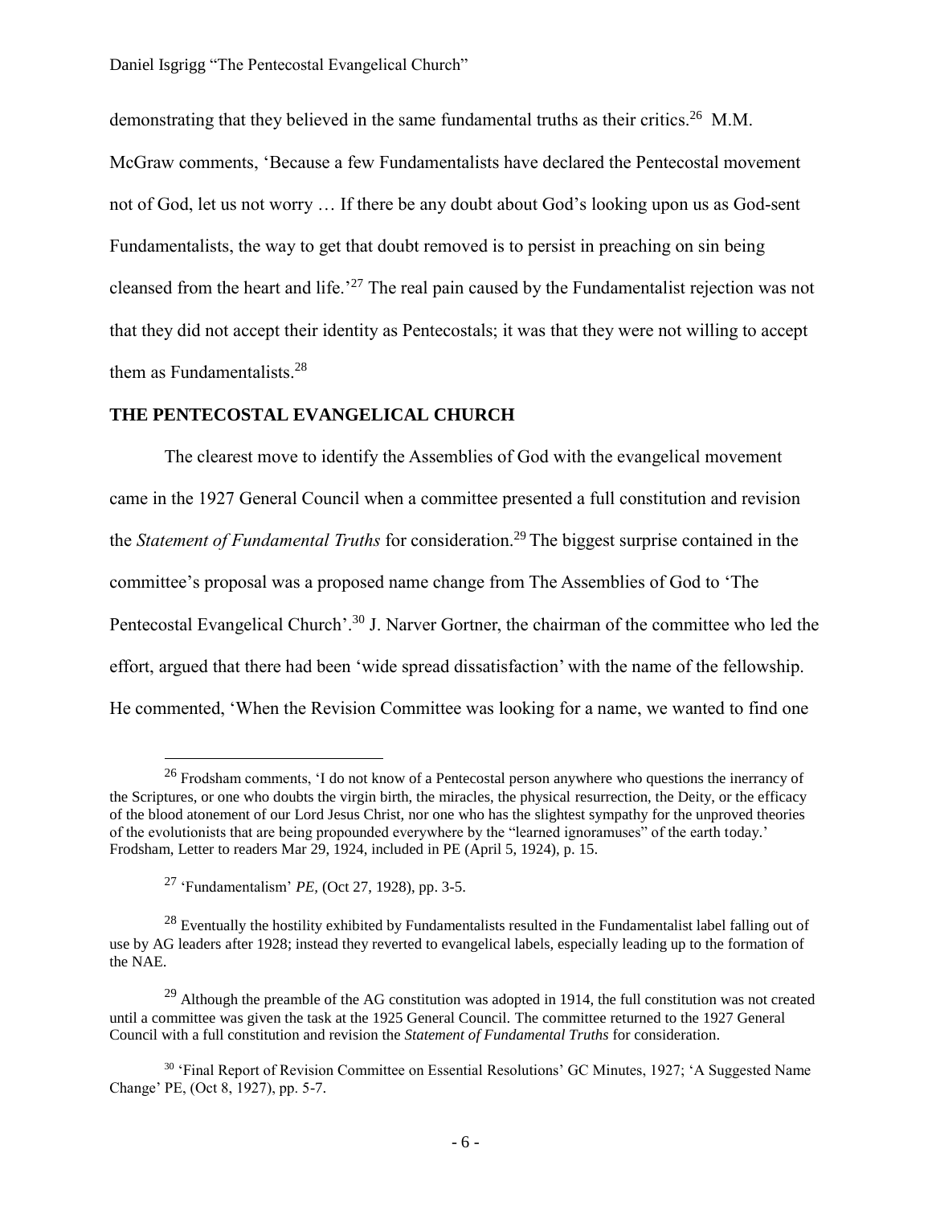demonstrating that they believed in the same fundamental truths as their critics.[26] M.M. McGraw comments, 'Because a few Fundamentalists have declared the Pentecostal movement not of God, let us not worry … If there be any doubt about God's looking upon us as God-sent Fundamentalists, the way to get that doubt removed is to persist in preaching on sin being cleansed from the heart and life.'[27] The real pain caused by the Fundamentalist rejection was not that they did not accept their identity as Pentecostals; it was that they were not willing to accept them as Fundamentalists.[28]

## THE PENTECOSTAL EVANGELICAL CHURCH

The clearest move to identify the Assemblies of God with the evangelical movement came in the 1927 General Council when a committee presented a full constitution and revision the *Statement of Fundamental Truths* for consideration.[29] The biggest surprise contained in the committee's proposal was a proposed name change from The Assemblies of God to 'The Pentecostal Evangelical Church'.[30] J. Narver Gortner, the chairman of the committee who led the effort, argued that there had been 'wide spread dissatisfaction' with the name of the fellowship. He commented, 'When the Revision Committee was looking for a name, we wanted to find one

---

[26] Frodsham comments, 'I do not know of a Pentecostal person anywhere who questions the inerrancy of the Scriptures, or one who doubts the virgin birth, the miracles, the physical resurrection, the Deity, or the efficacy of the blood atonement of our Lord Jesus Christ, nor one who has the slightest sympathy for the unproved theories of the evolutionists that are being propounded everywhere by the "learned ignoramuses" of the earth today.' Frodsham, Letter to readers Mar 29, 1924, included in PE (April 5, 1924), p. 15.

[27] 'Fundamentalism' *PE,* (Oct 27, 1928), pp. 3-5.

[28] Eventually the hostility exhibited by Fundamentalists resulted in the Fundamentalist label falling out of use by AG leaders after 1928; instead they reverted to evangelical labels, especially leading up to the formation of the NAE.

[29] Although the preamble of the AG constitution was adopted in 1914, the full constitution was not created until a committee was given the task at the 1925 General Council. The committee returned to the 1927 General Council with a full constitution and revision the *Statement of Fundamental Truths* for consideration.

[30] 'Final Report of Revision Committee on Essential Resolutions' GC Minutes, 1927; 'A Suggested Name Change' PE, (Oct 8, 1927), pp. 5-7.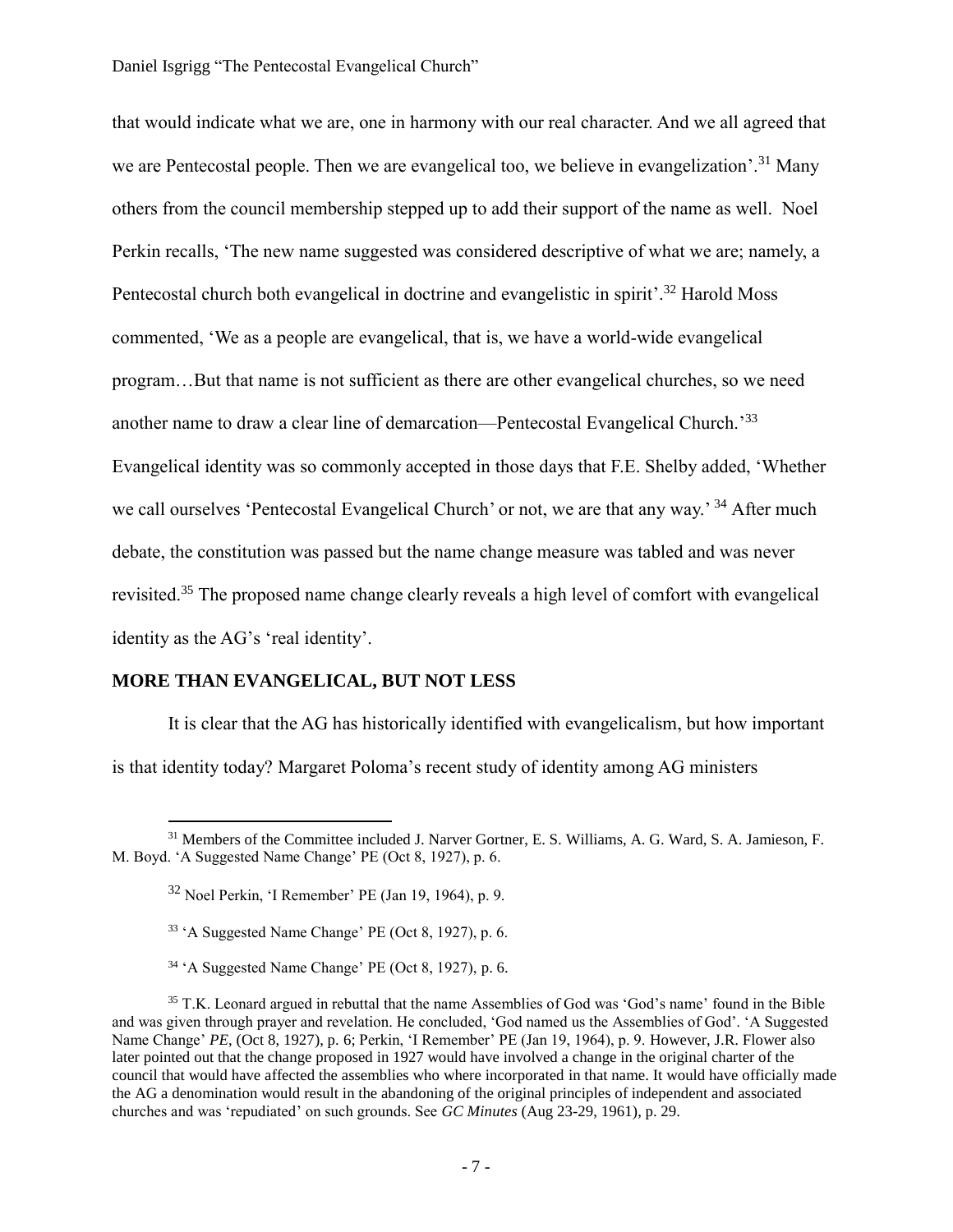that would indicate what we are, one in harmony with our real character. And we all agreed that we are Pentecostal people. Then we are evangelical too, we believe in evangelization'.[31] Many others from the council membership stepped up to add their support of the name as well. Noel Perkin recalls, 'The new name suggested was considered descriptive of what we are; namely, a Pentecostal church both evangelical in doctrine and evangelistic in spirit'.[32] Harold Moss commented, 'We as a people are evangelical, that is, we have a world-wide evangelical program…But that name is not sufficient as there are other evangelical churches, so we need another name to draw a clear line of demarcation—Pentecostal Evangelical Church.'[33] Evangelical identity was so commonly accepted in those days that F.E. Shelby added, 'Whether we call ourselves 'Pentecostal Evangelical Church' or not, we are that any way.'[34] After much debate, the constitution was passed but the name change measure was tabled and was never revisited.[35] The proposed name change clearly reveals a high level of comfort with evangelical identity as the AG's 'real identity'.

## MORE THAN EVANGELICAL, BUT NOT LESS

It is clear that the AG has historically identified with evangelicalism, but how important is that identity today? Margaret Poloma's recent study of identity among AG ministers

---

[31] Members of the Committee included J. Narver Gortner, E. S. Williams, A. G. Ward, S. A. Jamieson, F. M. Boyd. 'A Suggested Name Change' PE (Oct 8, 1927), p. 6.

[32] Noel Perkin, 'I Remember' PE (Jan 19, 1964), p. 9.

[33] 'A Suggested Name Change' PE (Oct 8, 1927), p. 6.

[34] 'A Suggested Name Change' PE (Oct 8, 1927), p. 6.

[35] T.K. Leonard argued in rebuttal that the name Assemblies of God was 'God's name' found in the Bible and was given through prayer and revelation. He concluded, 'God named us the Assemblies of God'. 'A Suggested Name Change' *PE*, (Oct 8, 1927), p. 6; Perkin, 'I Remember' PE (Jan 19, 1964), p. 9. However, J.R. Flower also later pointed out that the change proposed in 1927 would have involved a change in the original charter of the council that would have affected the assemblies who where incorporated in that name. It would have officially made the AG a denomination would result in the abandoning of the original principles of independent and associated churches and was 'repudiated' on such grounds. See *GC Minutes* (Aug 23-29, 1961), p. 29.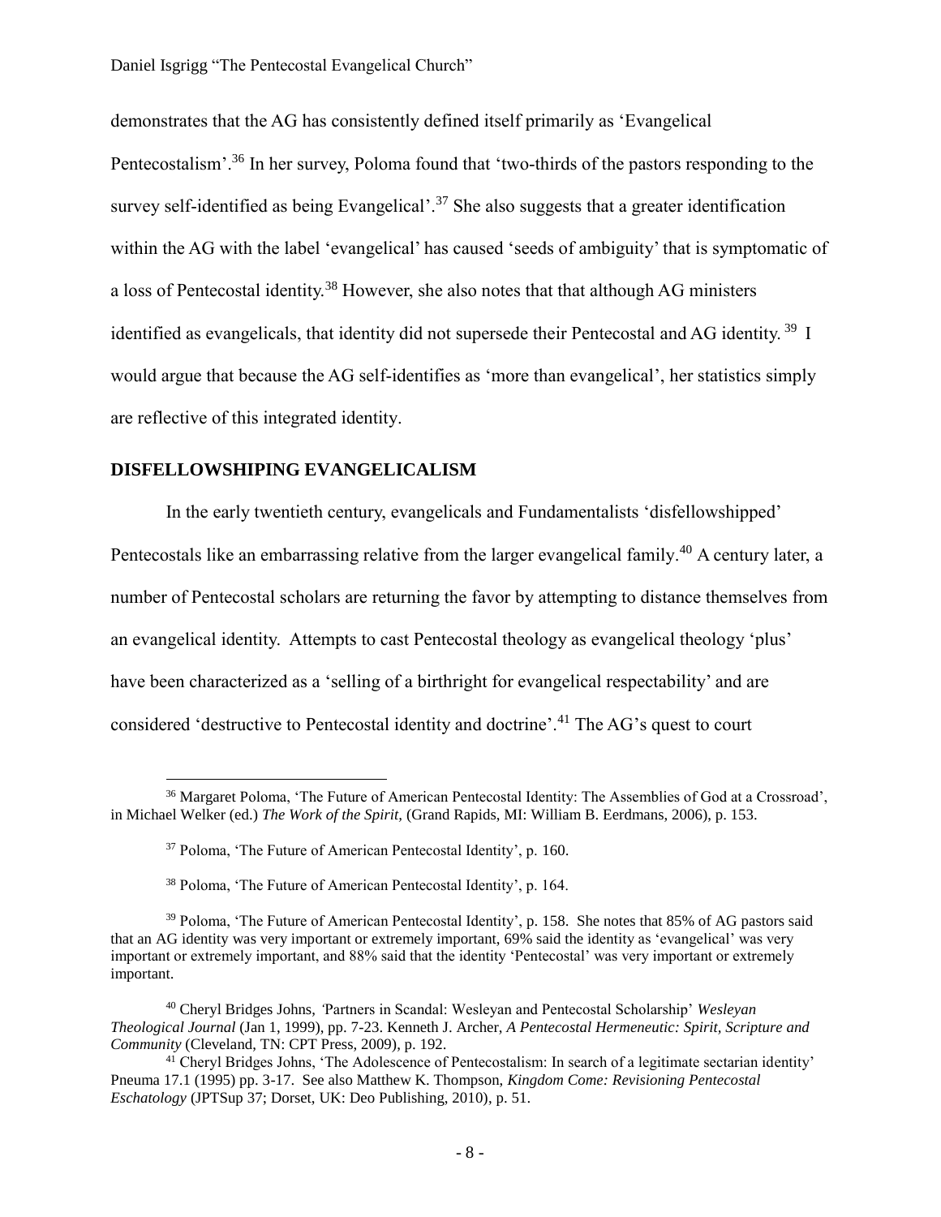demonstrates that the AG has consistently defined itself primarily as 'Evangelical Pentecostalism'.[36] In her survey, Poloma found that 'two-thirds of the pastors responding to the survey self-identified as being Evangelical'.[37] She also suggests that a greater identification within the AG with the label 'evangelical' has caused 'seeds of ambiguity' that is symptomatic of a loss of Pentecostal identity.[38] However, she also notes that that although AG ministers identified as evangelicals, that identity did not supersede their Pentecostal and AG identity.[39] I would argue that because the AG self-identifies as 'more than evangelical', her statistics simply are reflective of this integrated identity.

## DISFELLOWSHIPING EVANGELICALISM

In the early twentieth century, evangelicals and Fundamentalists 'disfellowshipped' Pentecostals like an embarrassing relative from the larger evangelical family.[40] A century later, a number of Pentecostal scholars are returning the favor by attempting to distance themselves from an evangelical identity. Attempts to cast Pentecostal theology as evangelical theology 'plus' have been characterized as a 'selling of a birthright for evangelical respectability' and are considered 'destructive to Pentecostal identity and doctrine'.[41] The AG's quest to court

---

[36] Margaret Poloma, 'The Future of American Pentecostal Identity: The Assemblies of God at a Crossroad', in Michael Welker (ed.) *The Work of the Spirit,* (Grand Rapids, MI: William B. Eerdmans, 2006), p. 153.

[37] Poloma, 'The Future of American Pentecostal Identity', p. 160.

[38] Poloma, 'The Future of American Pentecostal Identity', p. 164.

[39] Poloma, 'The Future of American Pentecostal Identity', p. 158. She notes that 85% of AG pastors said that an AG identity was very important or extremely important, 69% said the identity as 'evangelical' was very important or extremely important, and 88% said that the identity 'Pentecostal' was very important or extremely important.

[40] Cheryl Bridges Johns, 'Partners in Scandal: Wesleyan and Pentecostal Scholarship' *Wesleyan Theological Journal* (Jan 1, 1999), pp. 7-23. Kenneth J. Archer, *A Pentecostal Hermeneutic: Spirit, Scripture and Community* (Cleveland, TN: CPT Press, 2009), p. 192.

[41] Cheryl Bridges Johns, 'The Adolescence of Pentecostalism: In search of a legitimate sectarian identity' Pneuma 17.1 (1995) pp. 3-17. See also Matthew K. Thompson, *Kingdom Come: Revisioning Pentecostal Eschatology* (JPTSup 37; Dorset, UK: Deo Publishing, 2010), p. 51.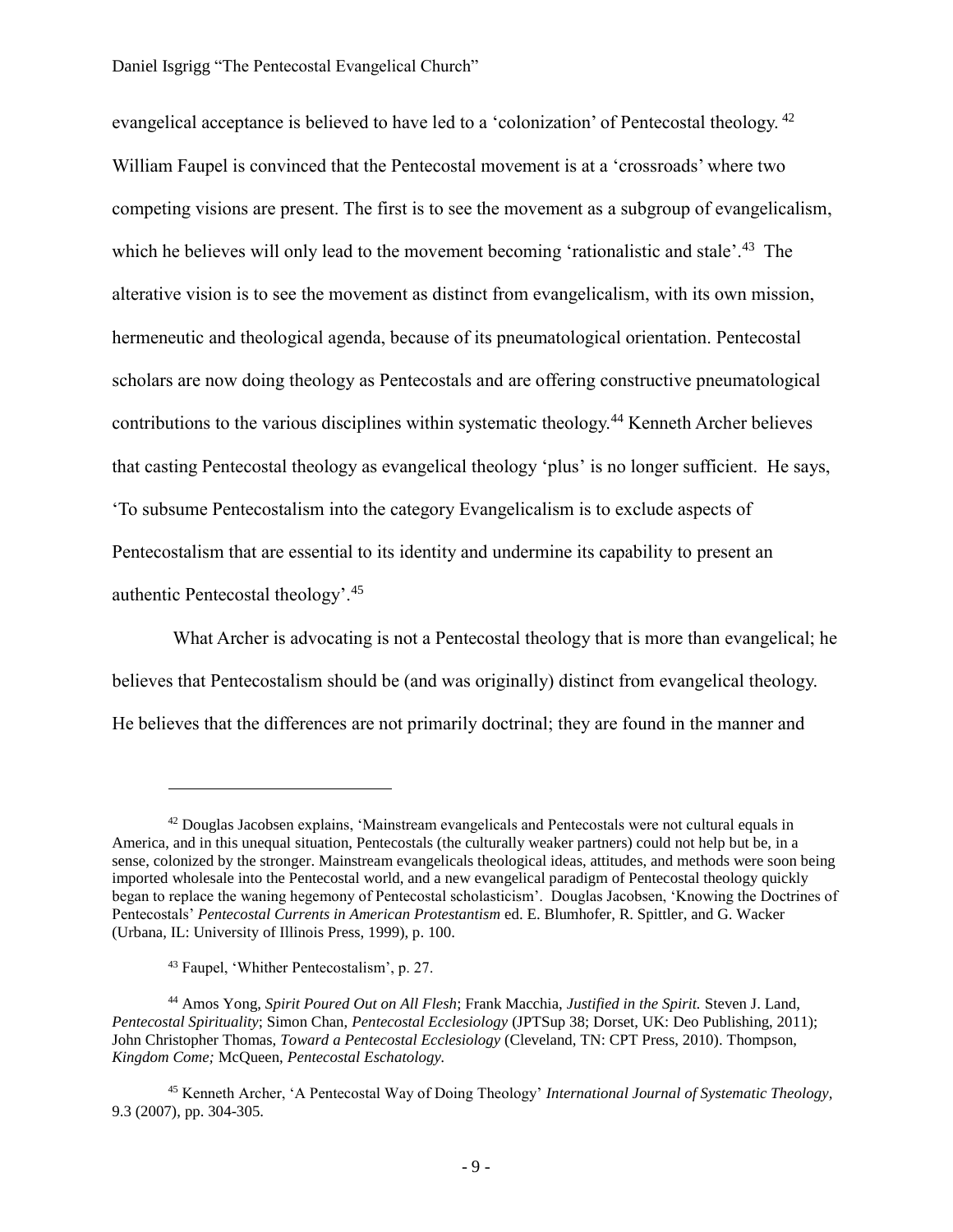evangelical acceptance is believed to have led to a 'colonization' of Pentecostal theology.[42] William Faupel is convinced that the Pentecostal movement is at a 'crossroads' where two competing visions are present. The first is to see the movement as a subgroup of evangelicalism, which he believes will only lead to the movement becoming 'rationalistic and stale'.[43] The alterative vision is to see the movement as distinct from evangelicalism, with its own mission, hermeneutic and theological agenda, because of its pneumatological orientation. Pentecostal scholars are now doing theology as Pentecostals and are offering constructive pneumatological contributions to the various disciplines within systematic theology.[44] Kenneth Archer believes that casting Pentecostal theology as evangelical theology 'plus' is no longer sufficient. He says, 'To subsume Pentecostalism into the category Evangelicalism is to exclude aspects of Pentecostalism that are essential to its identity and undermine its capability to present an authentic Pentecostal theology'.[45]

What Archer is advocating is not a Pentecostal theology that is more than evangelical; he believes that Pentecostalism should be (and was originally) distinct from evangelical theology. He believes that the differences are not primarily doctrinal; they are found in the manner and

---

[42] Douglas Jacobsen explains, 'Mainstream evangelicals and Pentecostals were not cultural equals in America, and in this unequal situation, Pentecostals (the culturally weaker partners) could not help but be, in a sense, colonized by the stronger. Mainstream evangelicals theological ideas, attitudes, and methods were soon being imported wholesale into the Pentecostal world, and a new evangelical paradigm of Pentecostal theology quickly began to replace the waning hegemony of Pentecostal scholasticism'. Douglas Jacobsen, 'Knowing the Doctrines of Pentecostals' *Pentecostal Currents in American Protestantism* ed. E. Blumhofer, R. Spittler, and G. Wacker (Urbana, IL: University of Illinois Press, 1999), p. 100.

[43] Faupel, 'Whither Pentecostalism', p. 27.

[44] Amos Yong, *Spirit Poured Out on All Flesh*; Frank Macchia, *Justified in the Spirit.* Steven J. Land, *Pentecostal Spirituality*; Simon Chan, *Pentecostal Ecclesiology* (JPTSup 38; Dorset, UK: Deo Publishing, 2011); John Christopher Thomas, *Toward a Pentecostal Ecclesiology* (Cleveland, TN: CPT Press, 2010). Thompson, *Kingdom Come;* McQueen, *Pentecostal Eschatology.*

[45] Kenneth Archer, 'A Pentecostal Way of Doing Theology' *International Journal of Systematic Theology,* 9.3 (2007), pp. 304-305.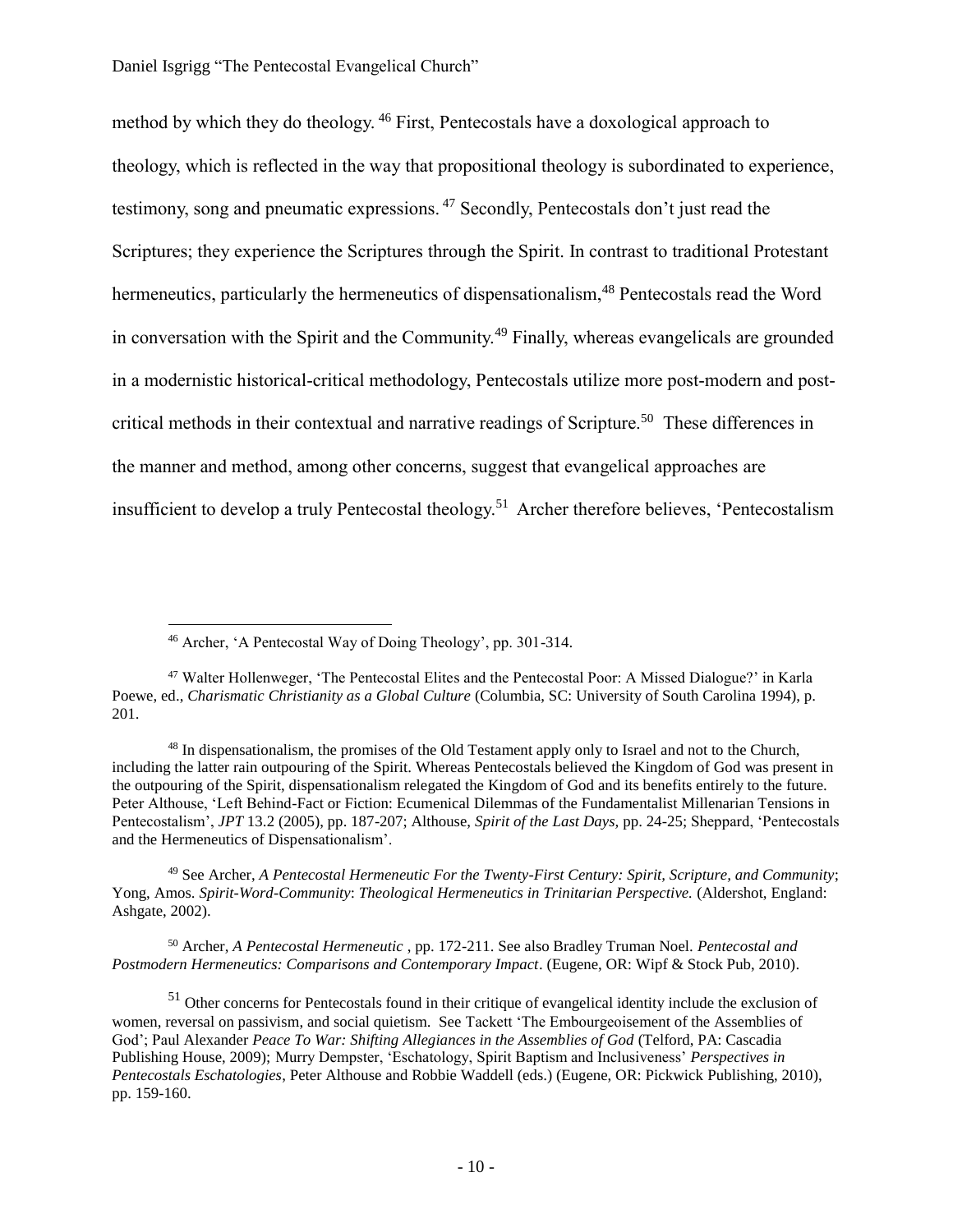method by which they do theology.[46] First, Pentecostals have a doxological approach to theology, which is reflected in the way that propositional theology is subordinated to experience, testimony, song and pneumatic expressions.[47] Secondly, Pentecostals don't just read the Scriptures; they experience the Scriptures through the Spirit. In contrast to traditional Protestant hermeneutics, particularly the hermeneutics of dispensationalism,[48] Pentecostals read the Word in conversation with the Spirit and the Community.[49] Finally, whereas evangelicals are grounded in a modernistic historical-critical methodology, Pentecostals utilize more post-modern and post-critical methods in their contextual and narrative readings of Scripture.[50] These differences in the manner and method, among other concerns, suggest that evangelical approaches are insufficient to develop a truly Pentecostal theology.[51] Archer therefore believes, 'Pentecostalism

[46] Archer, 'A Pentecostal Way of Doing Theology', pp. 301-314.

[47] Walter Hollenweger, 'The Pentecostal Elites and the Pentecostal Poor: A Missed Dialogue?' in Karla Poewe, ed., *Charismatic Christianity as a Global Culture* (Columbia, SC: University of South Carolina 1994), p. 201.

[48] In dispensationalism, the promises of the Old Testament apply only to Israel and not to the Church, including the latter rain outpouring of the Spirit. Whereas Pentecostals believed the Kingdom of God was present in the outpouring of the Spirit, dispensationalism relegated the Kingdom of God and its benefits entirely to the future. Peter Althouse, 'Left Behind-Fact or Fiction: Ecumenical Dilemmas of the Fundamentalist Millenarian Tensions in Pentecostalism', *JPT* 13.2 (2005), pp. 187-207; Althouse, *Spirit of the Last Days*, pp. 24-25; Sheppard, 'Pentecostals and the Hermeneutics of Dispensationalism'.

[49] See Archer, *A Pentecostal Hermeneutic For the Twenty-First Century: Spirit, Scripture, and Community*; Yong, Amos. *Spirit-Word-Community*: *Theological Hermeneutics in Trinitarian Perspective.* (Aldershot, England: Ashgate, 2002).

[50] Archer, *A Pentecostal Hermeneutic* , pp. 172-211. See also Bradley Truman Noel. *Pentecostal and Postmodern Hermeneutics: Comparisons and Contemporary Impact*. (Eugene, OR: Wipf & Stock Pub, 2010).

[51] Other concerns for Pentecostals found in their critique of evangelical identity include the exclusion of women, reversal on passivism, and social quietism. See Tackett 'The Embourgeoisement of the Assemblies of God'; Paul Alexander *Peace To War: Shifting Allegiances in the Assemblies of God* (Telford, PA: Cascadia Publishing House, 2009); Murry Dempster, 'Eschatology, Spirit Baptism and Inclusiveness' *Perspectives in Pentecostals Eschatologies*, Peter Althouse and Robbie Waddell (eds.) (Eugene, OR: Pickwick Publishing, 2010), pp. 159-160.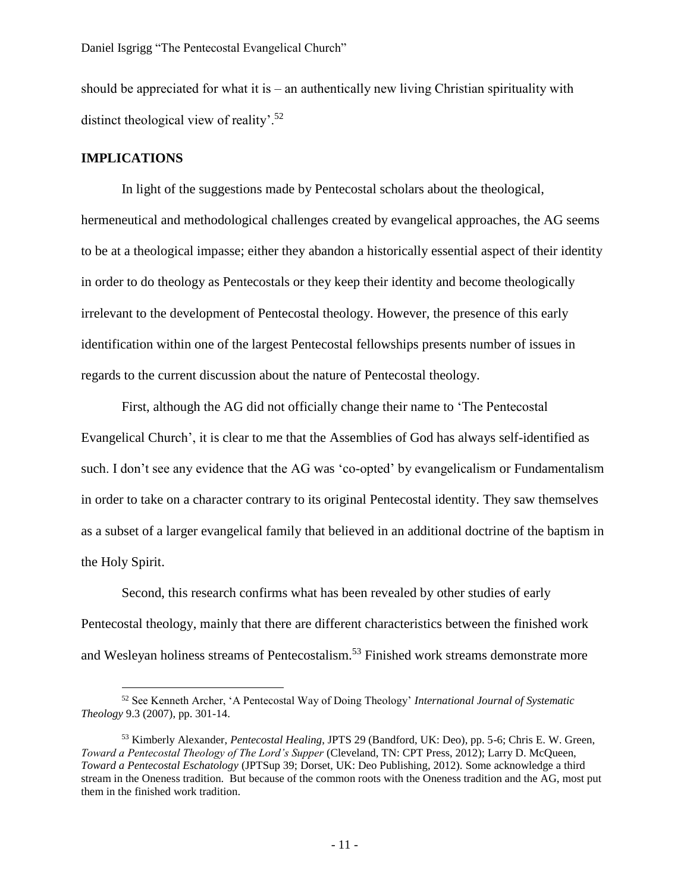should be appreciated for what it is – an authentically new living Christian spirituality with distinct theological view of reality'.[52]

## IMPLICATIONS

In light of the suggestions made by Pentecostal scholars about the theological, hermeneutical and methodological challenges created by evangelical approaches, the AG seems to be at a theological impasse; either they abandon a historically essential aspect of their identity in order to do theology as Pentecostals or they keep their identity and become theologically irrelevant to the development of Pentecostal theology. However, the presence of this early identification within one of the largest Pentecostal fellowships presents number of issues in regards to the current discussion about the nature of Pentecostal theology.

First, although the AG did not officially change their name to 'The Pentecostal Evangelical Church', it is clear to me that the Assemblies of God has always self-identified as such. I don't see any evidence that the AG was 'co-opted' by evangelicalism or Fundamentalism in order to take on a character contrary to its original Pentecostal identity. They saw themselves as a subset of a larger evangelical family that believed in an additional doctrine of the baptism in the Holy Spirit.

Second, this research confirms what has been revealed by other studies of early Pentecostal theology, mainly that there are different characteristics between the finished work and Wesleyan holiness streams of Pentecostalism.[53] Finished work streams demonstrate more

---

[52] See Kenneth Archer, 'A Pentecostal Way of Doing Theology' *International Journal of Systematic Theology* 9.3 (2007), pp. 301-14.

[53] Kimberly Alexander, *Pentecostal Healing,* JPTS 29 (Bandford, UK: Deo), pp. 5-6; Chris E. W. Green, *Toward a Pentecostal Theology of The Lord's Supper* (Cleveland, TN: CPT Press, 2012); Larry D. McQueen, *Toward a Pentecostal Eschatology* (JPTSup 39; Dorset, UK: Deo Publishing, 2012). Some acknowledge a third stream in the Oneness tradition. But because of the common roots with the Oneness tradition and the AG, most put them in the finished work tradition.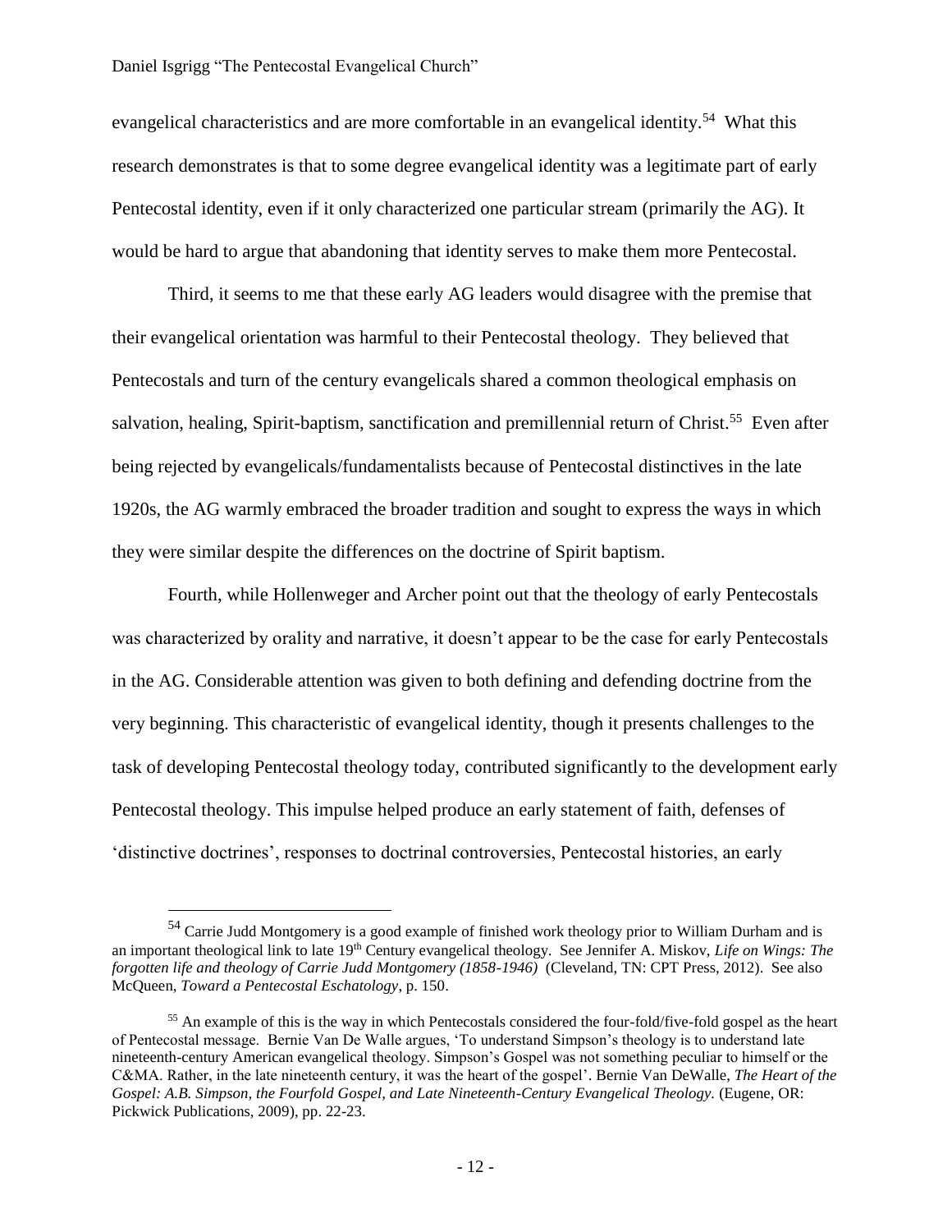evangelical characteristics and are more comfortable in an evangelical identity.[54] What this research demonstrates is that to some degree evangelical identity was a legitimate part of early Pentecostal identity, even if it only characterized one particular stream (primarily the AG). It would be hard to argue that abandoning that identity serves to make them more Pentecostal.

Third, it seems to me that these early AG leaders would disagree with the premise that their evangelical orientation was harmful to their Pentecostal theology. They believed that Pentecostals and turn of the century evangelicals shared a common theological emphasis on salvation, healing, Spirit-baptism, sanctification and premillennial return of Christ.[55] Even after being rejected by evangelicals/fundamentalists because of Pentecostal distinctives in the late 1920s, the AG warmly embraced the broader tradition and sought to express the ways in which they were similar despite the differences on the doctrine of Spirit baptism.

Fourth, while Hollenweger and Archer point out that the theology of early Pentecostals was characterized by orality and narrative, it doesn't appear to be the case for early Pentecostals in the AG. Considerable attention was given to both defining and defending doctrine from the very beginning. This characteristic of evangelical identity, though it presents challenges to the task of developing Pentecostal theology today, contributed significantly to the development early Pentecostal theology. This impulse helped produce an early statement of faith, defenses of 'distinctive doctrines', responses to doctrinal controversies, Pentecostal histories, an early

---

[54] Carrie Judd Montgomery is a good example of finished work theology prior to William Durham and is an important theological link to late 19th Century evangelical theology. See Jennifer A. Miskov, *Life on Wings: The forgotten life and theology of Carrie Judd Montgomery (1858-1946)* (Cleveland, TN: CPT Press, 2012). See also McQueen, *Toward a Pentecostal Eschatology*, p. 150.

[55] An example of this is the way in which Pentecostals considered the four-fold/five-fold gospel as the heart of Pentecostal message. Bernie Van De Walle argues, 'To understand Simpson's theology is to understand late nineteenth-century American evangelical theology. Simpson's Gospel was not something peculiar to himself or the C&MA. Rather, in the late nineteenth century, it was the heart of the gospel'. Bernie Van DeWalle, *The Heart of the Gospel: A.B. Simpson, the Fourfold Gospel, and Late Nineteenth-Century Evangelical Theology.* (Eugene, OR: Pickwick Publications, 2009), pp. 22-23.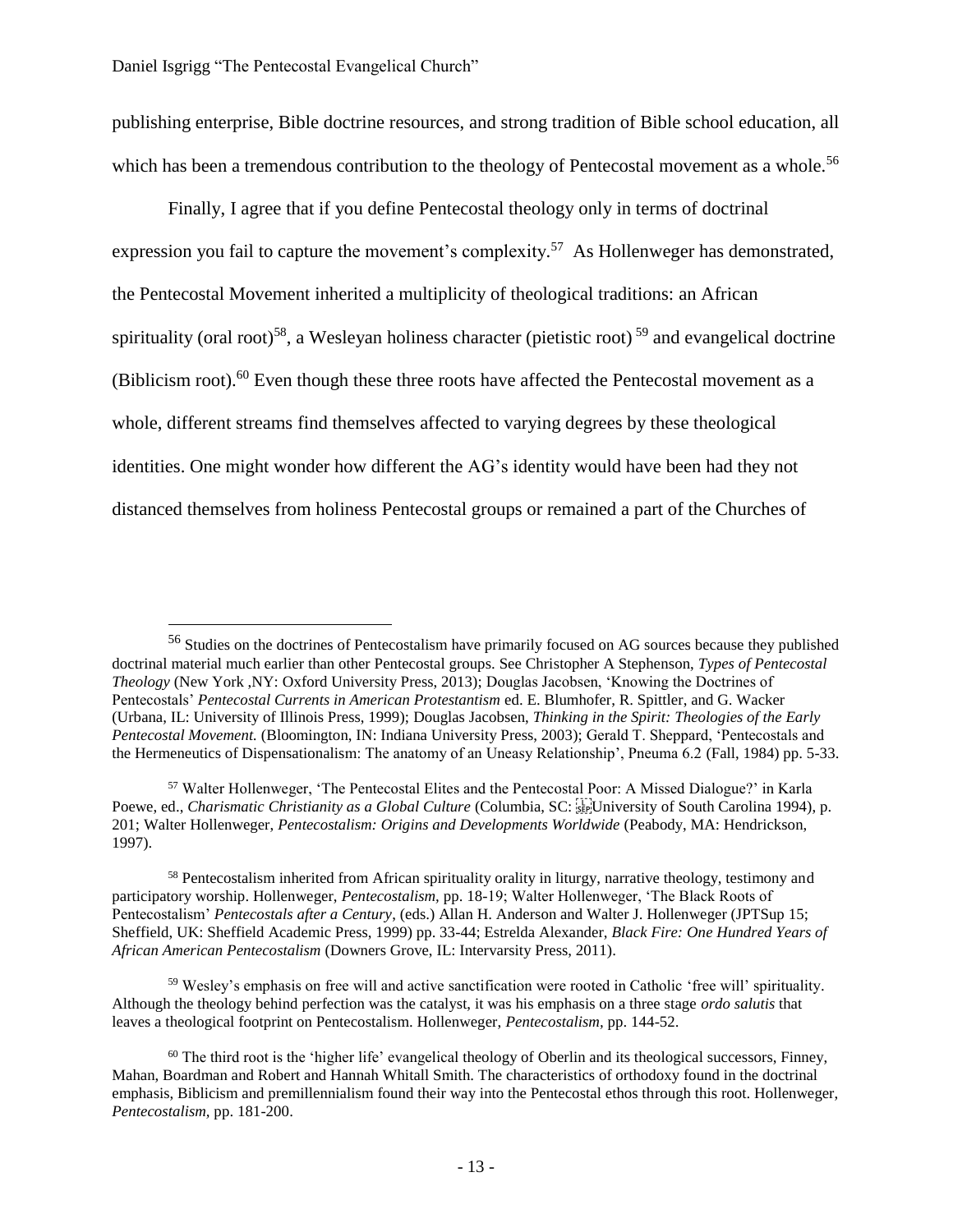publishing enterprise, Bible doctrine resources, and strong tradition of Bible school education, all which has been a tremendous contribution to the theology of Pentecostal movement as a whole.[56]

Finally, I agree that if you define Pentecostal theology only in terms of doctrinal expression you fail to capture the movement's complexity.[57] As Hollenweger has demonstrated, the Pentecostal Movement inherited a multiplicity of theological traditions: an African spirituality (oral root)[58], a Wesleyan holiness character (pietistic root)[59] and evangelical doctrine (Biblicism root).[60] Even though these three roots have affected the Pentecostal movement as a whole, different streams find themselves affected to varying degrees by these theological identities. One might wonder how different the AG's identity would have been had they not distanced themselves from holiness Pentecostal groups or remained a part of the Churches of

---

[56] Studies on the doctrines of Pentecostalism have primarily focused on AG sources because they published doctrinal material much earlier than other Pentecostal groups. See Christopher A Stephenson, *Types of Pentecostal Theology* (New York ,NY: Oxford University Press, 2013); Douglas Jacobsen, 'Knowing the Doctrines of Pentecostals' *Pentecostal Currents in American Protestantism* ed. E. Blumhofer, R. Spittler, and G. Wacker (Urbana, IL: University of Illinois Press, 1999); Douglas Jacobsen, *Thinking in the Spirit: Theologies of the Early Pentecostal Movement.* (Bloomington, IN: Indiana University Press, 2003); Gerald T. Sheppard, 'Pentecostals and the Hermeneutics of Dispensationalism: The anatomy of an Uneasy Relationship', Pneuma 6.2 (Fall, 1984) pp. 5-33.

[57] Walter Hollenweger, 'The Pentecostal Elites and the Pentecostal Poor: A Missed Dialogue?' in Karla Poewe, ed., *Charismatic Christianity as a Global Culture* (Columbia, SC: University of South Carolina 1994), p. 201; Walter Hollenweger, *Pentecostalism: Origins and Developments Worldwide* (Peabody, MA: Hendrickson, 1997).

[58] Pentecostalism inherited from African spirituality orality in liturgy, narrative theology, testimony and participatory worship. Hollenweger, *Pentecostalism,* pp. 18-19; Walter Hollenweger, 'The Black Roots of Pentecostalism' *Pentecostals after a Century*, (eds.) Allan H. Anderson and Walter J. Hollenweger (JPTSup 15; Sheffield, UK: Sheffield Academic Press, 1999) pp. 33-44; Estrelda Alexander, *Black Fire: One Hundred Years of African American Pentecostalism* (Downers Grove, IL: Intervarsity Press, 2011).

[59] Wesley's emphasis on free will and active sanctification were rooted in Catholic 'free will' spirituality. Although the theology behind perfection was the catalyst, it was his emphasis on a three stage *ordo salutis* that leaves a theological footprint on Pentecostalism. Hollenweger, *Pentecostalism,* pp. 144-52.

[60] The third root is the 'higher life' evangelical theology of Oberlin and its theological successors, Finney, Mahan, Boardman and Robert and Hannah Whitall Smith. The characteristics of orthodoxy found in the doctrinal emphasis, Biblicism and premillennialism found their way into the Pentecostal ethos through this root. Hollenweger, *Pentecostalism,* pp. 181-200.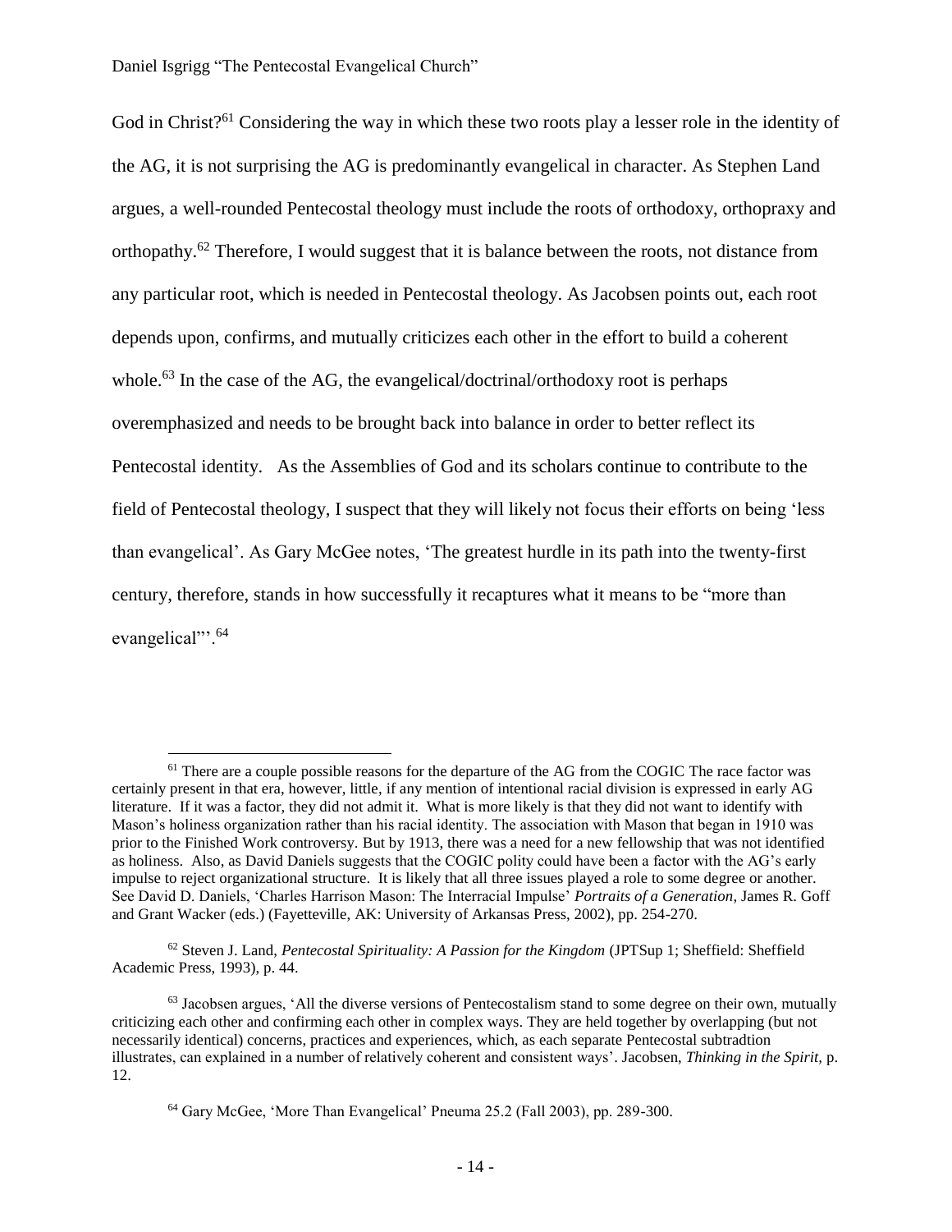God in Christ?[61] Considering the way in which these two roots play a lesser role in the identity of the AG, it is not surprising the AG is predominantly evangelical in character. As Stephen Land argues, a well-rounded Pentecostal theology must include the roots of orthodoxy, orthopraxy and orthopathy.[62] Therefore, I would suggest that it is balance between the roots, not distance from any particular root, which is needed in Pentecostal theology. As Jacobsen points out, each root depends upon, confirms, and mutually criticizes each other in the effort to build a coherent whole.[63] In the case of the AG, the evangelical/doctrinal/orthodoxy root is perhaps overemphasized and needs to be brought back into balance in order to better reflect its Pentecostal identity. As the Assemblies of God and its scholars continue to contribute to the field of Pentecostal theology, I suspect that they will likely not focus their efforts on being 'less than evangelical'. As Gary McGee notes, 'The greatest hurdle in its path into the twenty-first century, therefore, stands in how successfully it recaptures what it means to be "more than evangelical"'.[64]

---

[61] There are a couple possible reasons for the departure of the AG from the COGIC The race factor was certainly present in that era, however, little, if any mention of intentional racial division is expressed in early AG literature. If it was a factor, they did not admit it. What is more likely is that they did not want to identify with Mason's holiness organization rather than his racial identity. The association with Mason that began in 1910 was prior to the Finished Work controversy. But by 1913, there was a need for a new fellowship that was not identified as holiness. Also, as David Daniels suggests that the COGIC polity could have been a factor with the AG's early impulse to reject organizational structure. It is likely that all three issues played a role to some degree or another. See David D. Daniels, 'Charles Harrison Mason: The Interracial Impulse' *Portraits of a Generation*, James R. Goff and Grant Wacker (eds.) (Fayetteville, AK: University of Arkansas Press, 2002), pp. 254-270.

[62] Steven J. Land, *Pentecostal Spirituality: A Passion for the Kingdom* (JPTSup 1; Sheffield: Sheffield Academic Press, 1993), p. 44.

[63] Jacobsen argues, 'All the diverse versions of Pentecostalism stand to some degree on their own, mutually criticizing each other and confirming each other in complex ways. They are held together by overlapping (but not necessarily identical) concerns, practices and experiences, which, as each separate Pentecostal subtradtion illustrates, can explained in a number of relatively coherent and consistent ways'. Jacobsen, *Thinking in the Spirit*, p. 12.

[64] Gary McGee, 'More Than Evangelical' Pneuma 25.2 (Fall 2003), pp. 289-300.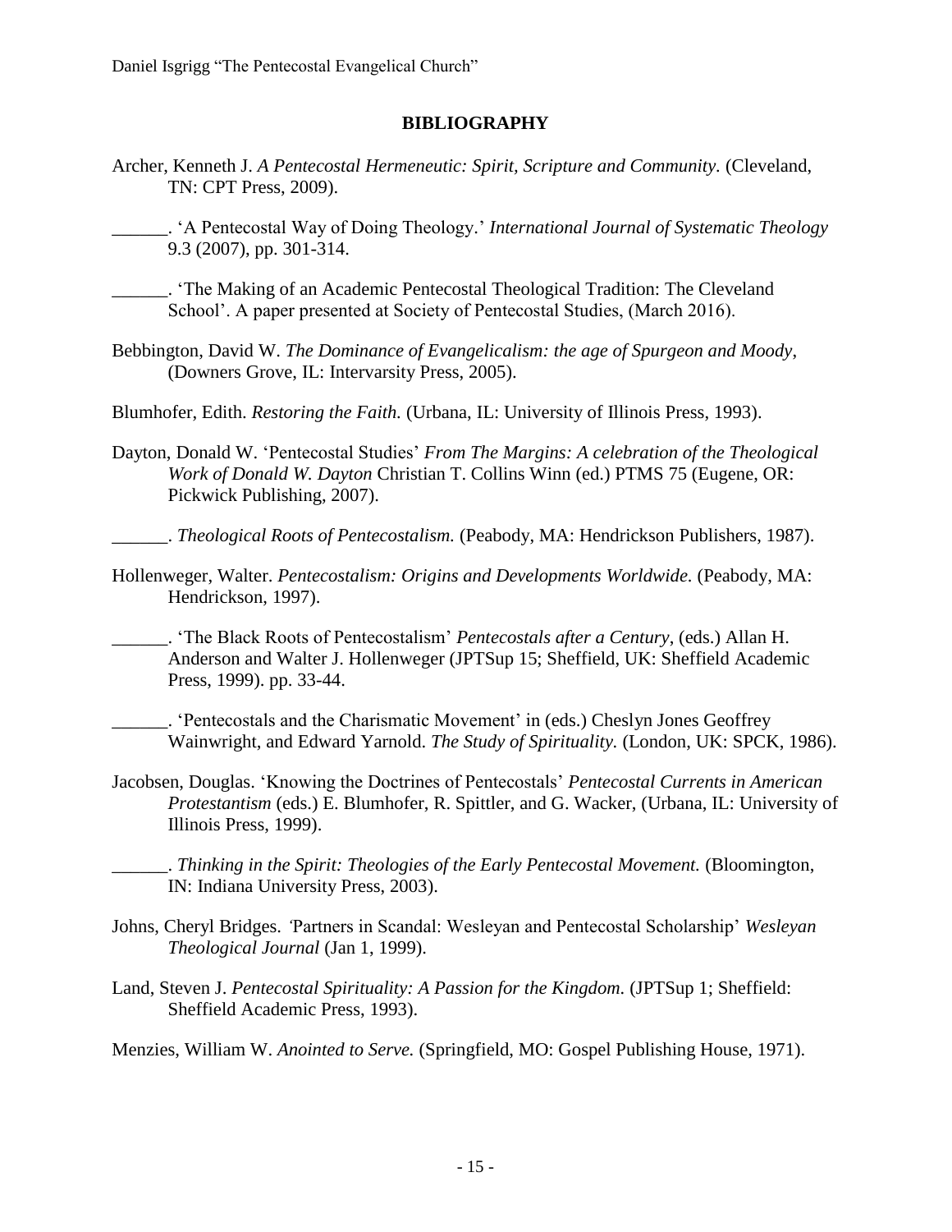## BIBLIOGRAPHY

Archer, Kenneth J. *A Pentecostal Hermeneutic: Spirit, Scripture and Community.* (Cleveland, TN: CPT Press, 2009).

______. 'A Pentecostal Way of Doing Theology.' *International Journal of Systematic Theology* 9.3 (2007), pp. 301-314.

______. 'The Making of an Academic Pentecostal Theological Tradition: The Cleveland School'. A paper presented at Society of Pentecostal Studies, (March 2016).

Bebbington, David W. *The Dominance of Evangelicalism: the age of Spurgeon and Moody*, (Downers Grove, IL: Intervarsity Press, 2005).

Blumhofer, Edith. *Restoring the Faith.* (Urbana, IL: University of Illinois Press, 1993).

Dayton, Donald W. 'Pentecostal Studies' *From The Margins: A celebration of the Theological Work of Donald W. Dayton* Christian T. Collins Winn (ed.) PTMS 75 (Eugene, OR: Pickwick Publishing, 2007).

______. *Theological Roots of Pentecostalism.* (Peabody, MA: Hendrickson Publishers, 1987).

Hollenweger, Walter. *Pentecostalism: Origins and Developments Worldwide.* (Peabody, MA: Hendrickson, 1997).

______. 'The Black Roots of Pentecostalism' *Pentecostals after a Century*, (eds.) Allan H. Anderson and Walter J. Hollenweger (JPTSup 15; Sheffield, UK: Sheffield Academic Press, 1999). pp. 33-44.

______. 'Pentecostals and the Charismatic Movement' in (eds.) Cheslyn Jones Geoffrey Wainwright, and Edward Yarnold. *The Study of Spirituality.* (London, UK: SPCK, 1986).

Jacobsen, Douglas. 'Knowing the Doctrines of Pentecostals' *Pentecostal Currents in American Protestantism* (eds.) E. Blumhofer, R. Spittler, and G. Wacker, (Urbana, IL: University of Illinois Press, 1999).

______. *Thinking in the Spirit: Theologies of the Early Pentecostal Movement.* (Bloomington, IN: Indiana University Press, 2003).

Johns, Cheryl Bridges. 'Partners in Scandal: Wesleyan and Pentecostal Scholarship' *Wesleyan Theological Journal* (Jan 1, 1999).

Land, Steven J. *Pentecostal Spirituality: A Passion for the Kingdom.* (JPTSup 1; Sheffield: Sheffield Academic Press, 1993).

Menzies, William W. *Anointed to Serve.* (Springfield, MO: Gospel Publishing House, 1971).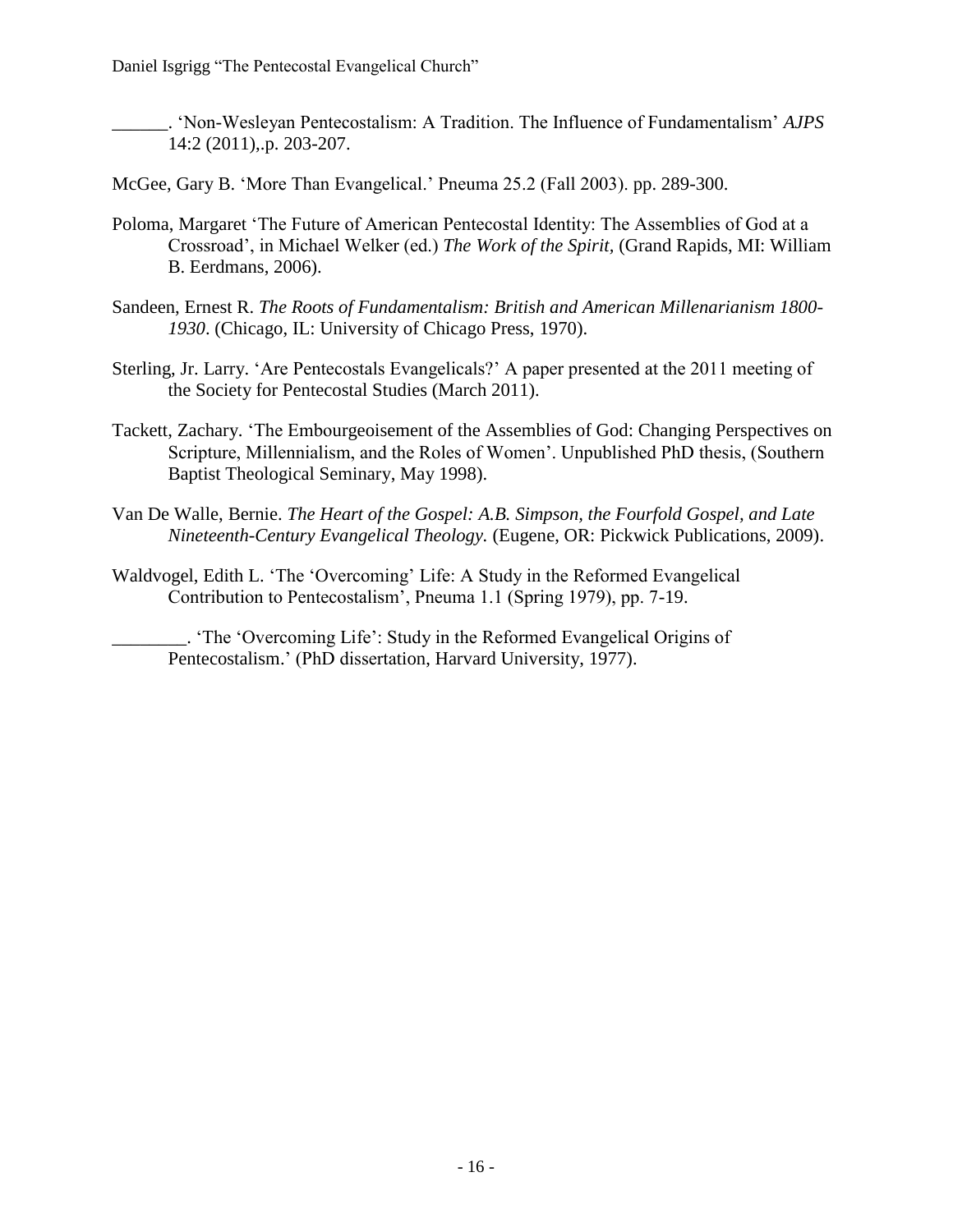______. 'Non-Wesleyan Pentecostalism: A Tradition. The Influence of Fundamentalism' *AJPS* 14:2 (2011),.p. 203-207.

McGee, Gary B. 'More Than Evangelical.' Pneuma 25.2 (Fall 2003). pp. 289-300.

Poloma, Margaret 'The Future of American Pentecostal Identity: The Assemblies of God at a Crossroad', in Michael Welker (ed.) *The Work of the Spirit*, (Grand Rapids, MI: William B. Eerdmans, 2006).

Sandeen, Ernest R. *The Roots of Fundamentalism: British and American Millenarianism 1800-1930*. (Chicago, IL: University of Chicago Press, 1970).

Sterling, Jr. Larry. 'Are Pentecostals Evangelicals?' A paper presented at the 2011 meeting of the Society for Pentecostal Studies (March 2011).

Tackett, Zachary. 'The Embourgeoisement of the Assemblies of God: Changing Perspectives on Scripture, Millennialism, and the Roles of Women'. Unpublished PhD thesis, (Southern Baptist Theological Seminary, May 1998).

Van De Walle, Bernie. *The Heart of the Gospel: A.B. Simpson, the Fourfold Gospel, and Late Nineteenth-Century Evangelical Theology.* (Eugene, OR: Pickwick Publications, 2009).

Waldvogel, Edith L. 'The 'Overcoming' Life: A Study in the Reformed Evangelical Contribution to Pentecostalism', Pneuma 1.1 (Spring 1979), pp. 7-19.

________. 'The 'Overcoming Life': Study in the Reformed Evangelical Origins of Pentecostalism.' (PhD dissertation, Harvard University, 1977).